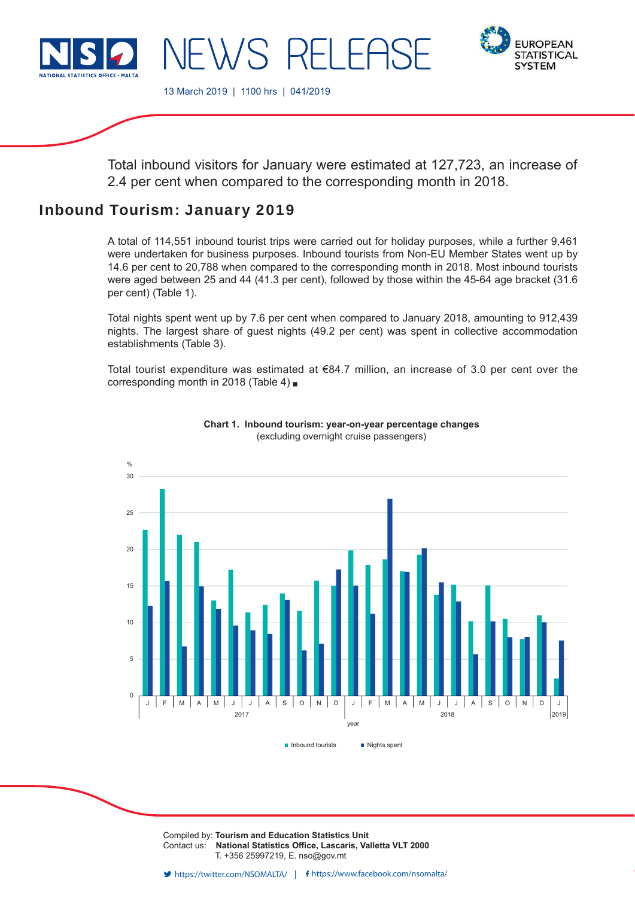# NEWS RELEASE

13 March 2019 | 1100 hrs | 041/2019

Total inbound visitors for January were estimated at 127,723, an increase of 2.4 per cent when compared to the corresponding month in 2018.

## Inbound Tourism: January 2019

A total of 114,551 inbound tourist trips were carried out for holiday purposes, while a further 9,461 were undertaken for business purposes. Inbound tourists from Non-EU Member States went up by 14.6 per cent to 20,788 when compared to the corresponding month in 2018. Most inbound tourists were aged between 25 and 44 (41.3 per cent), followed by those within the 45-64 age bracket (31.6 per cent) (Table 1).

Total nights spent went up by 7.6 per cent when compared to January 2018, amounting to 912,439 nights. The largest share of guest nights (49.2 per cent) was spent in collective accommodation establishments (Table 3).

Total tourist expenditure was estimated at €84.7 million, an increase of 3.0 per cent over the corresponding month in 2018 (Table 4) ■

**Chart 1. Inbound tourism: year-on-year percentage changes**
(excluding overnight cruise passengers)

Compiled by: **Tourism and Education Statistics Unit**
Contact us: **National Statistics Office, Lascaris, Valletta VLT 2000**
T. +356 25997219, E. nso@gov.mt

https://twitter.com/NSOMALTA/ | https://www.facebook.com/nsomalta/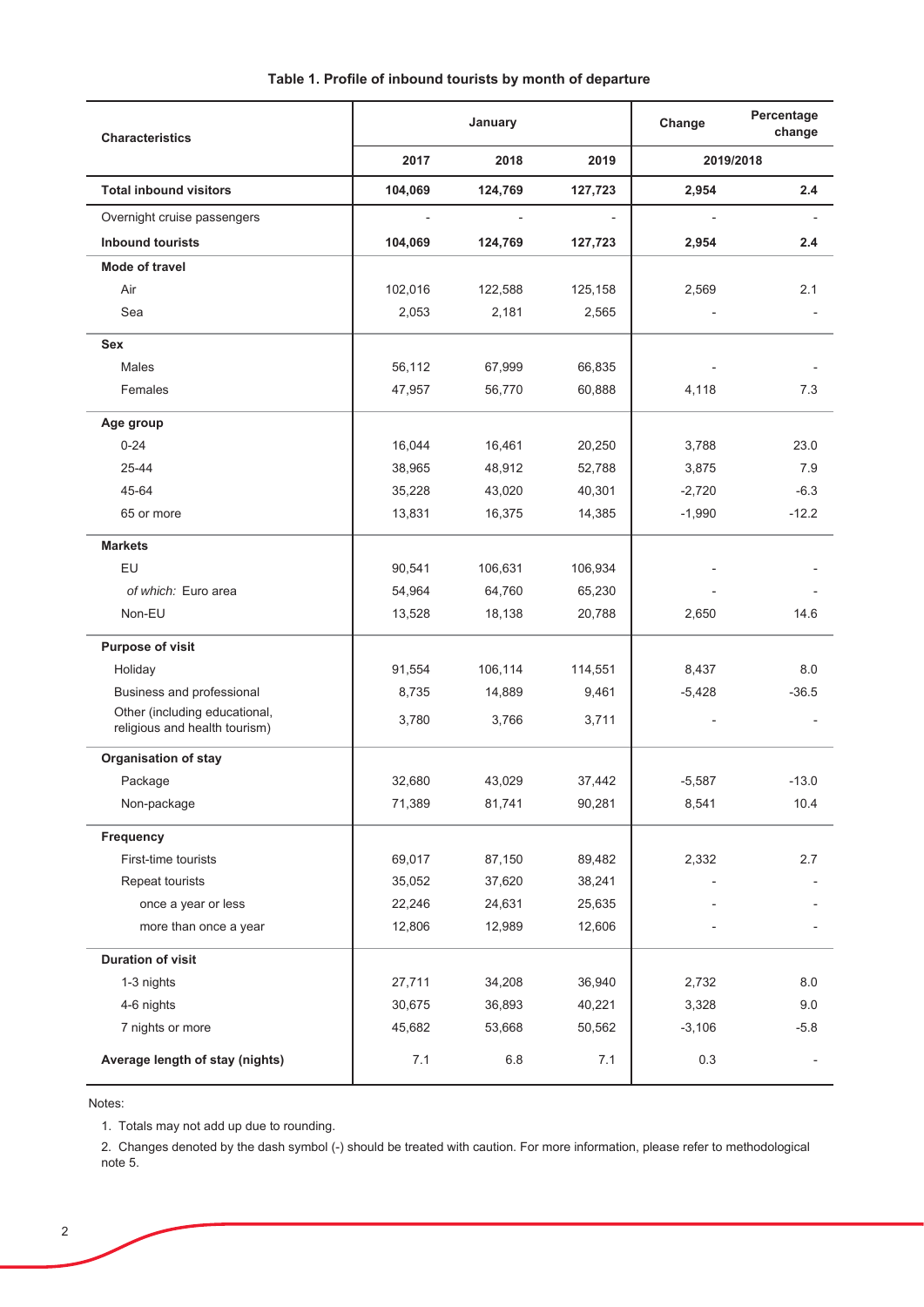**Table 1. Profile of inbound tourists by month of departure**

| Characteristics | January | | | Change | Percentage change |
|---|---|---|---|---|---|
| | 2017 | 2018 | 2019 | 2019/2018 | |
| **Total inbound visitors** | **104,069** | **124,769** | **127,723** | **2,954** | **2.4** |
| Overnight cruise passengers | - | - | - | - | - |
| **Inbound tourists** | **104,069** | **124,769** | **127,723** | **2,954** | **2.4** |
| **Mode of travel** | | | | | |
| Air | 102,016 | 122,588 | 125,158 | 2,569 | 2.1 |
| Sea | 2,053 | 2,181 | 2,565 | - | - |
| **Sex** | | | | | |
| Males | 56,112 | 67,999 | 66,835 | - | - |
| Females | 47,957 | 56,770 | 60,888 | 4,118 | 7.3 |
| **Age group** | | | | | |
| 0-24 | 16,044 | 16,461 | 20,250 | 3,788 | 23.0 |
| 25-44 | 38,965 | 48,912 | 52,788 | 3,875 | 7.9 |
| 45-64 | 35,228 | 43,020 | 40,301 | -2,720 | -6.3 |
| 65 or more | 13,831 | 16,375 | 14,385 | -1,990 | -12.2 |
| **Markets** | | | | | |
| EU | 90,541 | 106,631 | 106,934 | - | - |
| *of which:* Euro area | 54,964 | 64,760 | 65,230 | - | - |
| Non-EU | 13,528 | 18,138 | 20,788 | 2,650 | 14.6 |
| **Purpose of visit** | | | | | |
| Holiday | 91,554 | 106,114 | 114,551 | 8,437 | 8.0 |
| Business and professional | 8,735 | 14,889 | 9,461 | -5,428 | -36.5 |
| Other (including educational, religious and health tourism) | 3,780 | 3,766 | 3,711 | - | - |
| **Organisation of stay** | | | | | |
| Package | 32,680 | 43,029 | 37,442 | -5,587 | -13.0 |
| Non-package | 71,389 | 81,741 | 90,281 | 8,541 | 10.4 |
| **Frequency** | | | | | |
| First-time tourists | 69,017 | 87,150 | 89,482 | 2,332 | 2.7 |
| Repeat tourists | 35,052 | 37,620 | 38,241 | - | - |
| once a year or less | 22,246 | 24,631 | 25,635 | - | - |
| more than once a year | 12,806 | 12,989 | 12,606 | - | - |
| **Duration of visit** | | | | | |
| 1-3 nights | 27,711 | 34,208 | 36,940 | 2,732 | 8.0 |
| 4-6 nights | 30,675 | 36,893 | 40,221 | 3,328 | 9.0 |
| 7 nights or more | 45,682 | 53,668 | 50,562 | -3,106 | -5.8 |
| **Average length of stay (nights)** | 7.1 | 6.8 | 7.1 | 0.3 | - |

Notes:

1. Totals may not add up due to rounding.
2. Changes denoted by the dash symbol (-) should be treated with caution. For more information, please refer to methodological note 5.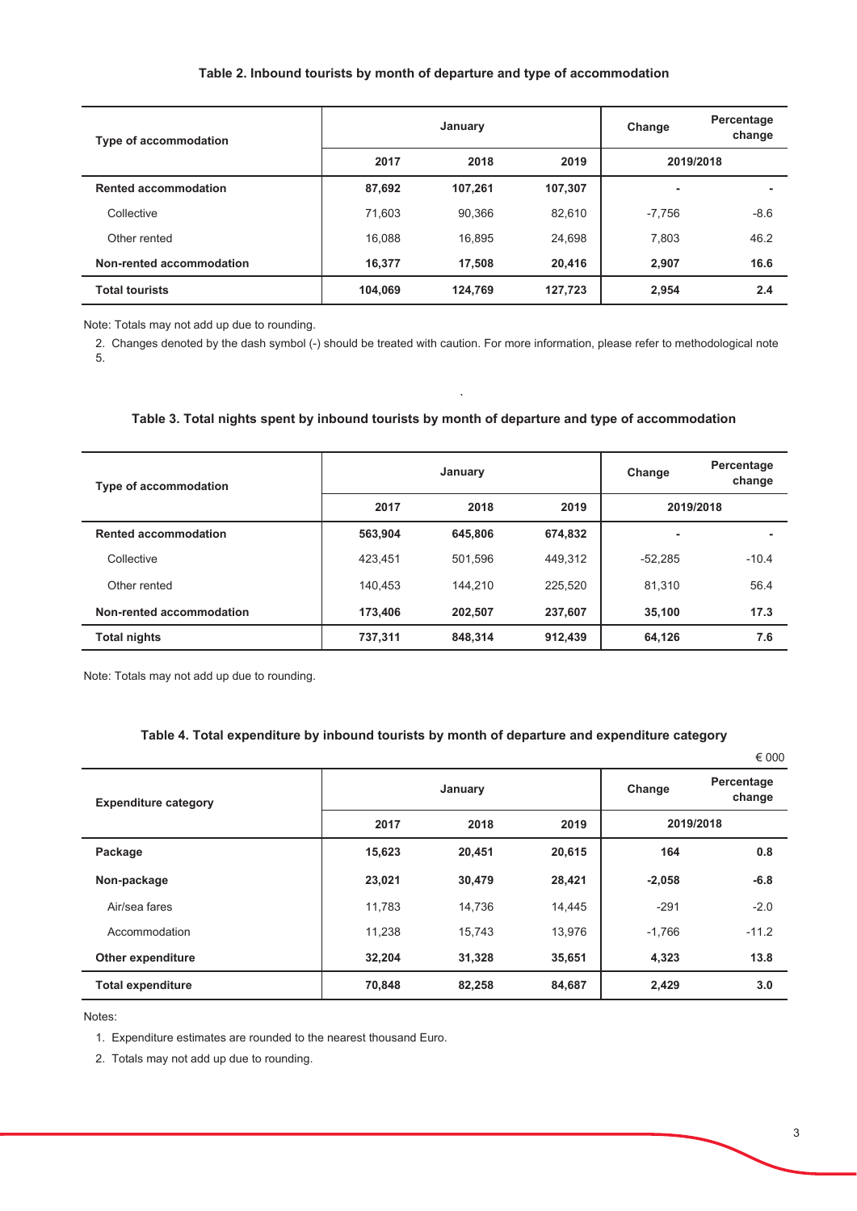### Table 2. Inbound tourists by month of departure and type of accommodation

| Type of accommodation | January | | | Change | Percentage change |
|---|---|---|---|---|---|
| | 2017 | 2018 | 2019 | 2019/2018 | |
| **Rented accommodation** | **87,692** | **107,261** | **107,307** | **-** | **-** |
| Collective | 71,603 | 90,366 | 82,610 | -7,756 | -8.6 |
| Other rented | 16,088 | 16,895 | 24,698 | 7,803 | 46.2 |
| **Non-rented accommodation** | **16,377** | **17,508** | **20,416** | **2,907** | **16.6** |
| **Total tourists** | **104,069** | **124,769** | **127,723** | **2,954** | **2.4** |

Note: Totals may not add up due to rounding.

2. Changes denoted by the dash symbol (-) should be treated with caution. For more information, please refer to methodological note 5.

### Table 3. Total nights spent by inbound tourists by month of departure and type of accommodation

| Type of accommodation | January | | | Change | Percentage change |
|---|---|---|---|---|---|
| | 2017 | 2018 | 2019 | 2019/2018 | |
| **Rented accommodation** | **563,904** | **645,806** | **674,832** | **-** | **-** |
| Collective | 423,451 | 501,596 | 449,312 | -52,285 | -10.4 |
| Other rented | 140,453 | 144,210 | 225,520 | 81,310 | 56.4 |
| **Non-rented accommodation** | **173,406** | **202,507** | **237,607** | **35,100** | **17.3** |
| **Total nights** | **737,311** | **848,314** | **912,439** | **64,126** | **7.6** |

Note: Totals may not add up due to rounding.

### Table 4. Total expenditure by inbound tourists by month of departure and expenditure category

€ 000

| Expenditure category | January | | | Change | Percentage change |
|---|---|---|---|---|---|
| | 2017 | 2018 | 2019 | 2019/2018 | |
| **Package** | **15,623** | **20,451** | **20,615** | **164** | **0.8** |
| **Non-package** | **23,021** | **30,479** | **28,421** | **-2,058** | **-6.8** |
| Air/sea fares | 11,783 | 14,736 | 14,445 | -291 | -2.0 |
| Accommodation | 11,238 | 15,743 | 13,976 | -1,766 | -11.2 |
| **Other expenditure** | **32,204** | **31,328** | **35,651** | **4,323** | **13.8** |
| **Total expenditure** | **70,848** | **82,258** | **84,687** | **2,429** | **3.0** |

Notes:

1. Expenditure estimates are rounded to the nearest thousand Euro.
2. Totals may not add up due to rounding.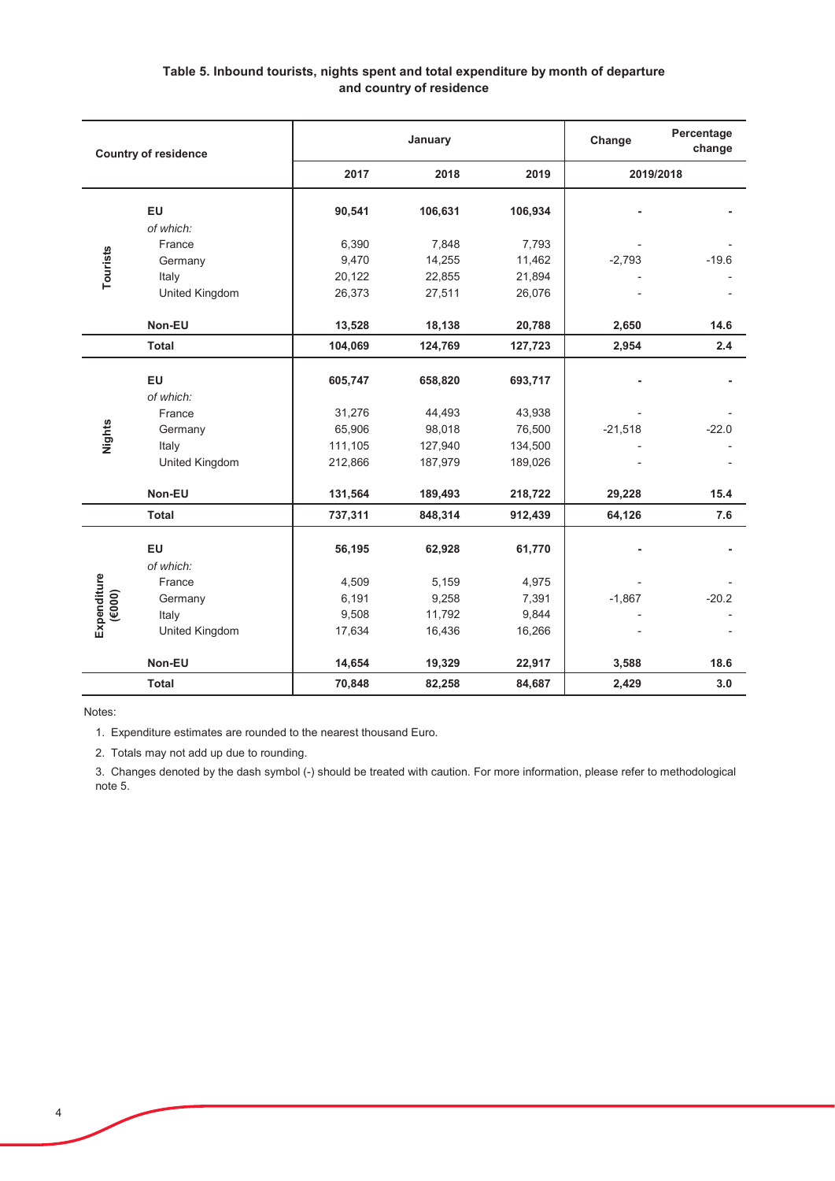**Table 5. Inbound tourists, nights spent and total expenditure by month of departure and country of residence**

| | Country of residence | January | | | Change | Percentage change |
|---|---|---|---|---|---|---|
| | | 2017 | 2018 | 2019 | 2019/2018 | |
| Tourists | **EU** | **90,541** | **106,631** | **106,934** | **-** | **-** |
| | *of which:* | | | | | |
| | France | 6,390 | 7,848 | 7,793 | - | - |
| | Germany | 9,470 | 14,255 | 11,462 | -2,793 | -19.6 |
| | Italy | 20,122 | 22,855 | 21,894 | - | - |
| | United Kingdom | 26,373 | 27,511 | 26,076 | - | - |
| | **Non-EU** | **13,528** | **18,138** | **20,788** | **2,650** | **14.6** |
| | **Total** | **104,069** | **124,769** | **127,723** | **2,954** | **2.4** |
| Nights | **EU** | **605,747** | **658,820** | **693,717** | **-** | **-** |
| | *of which:* | | | | | |
| | France | 31,276 | 44,493 | 43,938 | - | - |
| | Germany | 65,906 | 98,018 | 76,500 | -21,518 | -22.0 |
| | Italy | 111,105 | 127,940 | 134,500 | - | - |
| | United Kingdom | 212,866 | 187,979 | 189,026 | - | - |
| | **Non-EU** | **131,564** | **189,493** | **218,722** | **29,228** | **15.4** |
| | **Total** | **737,311** | **848,314** | **912,439** | **64,126** | **7.6** |
| Expenditure (€000) | **EU** | **56,195** | **62,928** | **61,770** | **-** | **-** |
| | *of which:* | | | | | |
| | France | 4,509 | 5,159 | 4,975 | - | - |
| | Germany | 6,191 | 9,258 | 7,391 | -1,867 | -20.2 |
| | Italy | 9,508 | 11,792 | 9,844 | - | - |
| | United Kingdom | 17,634 | 16,436 | 16,266 | - | - |
| | **Non-EU** | **14,654** | **19,329** | **22,917** | **3,588** | **18.6** |
| | **Total** | **70,848** | **82,258** | **84,687** | **2,429** | **3.0** |

Notes:

1. Expenditure estimates are rounded to the nearest thousand Euro.
2. Totals may not add up due to rounding.
3. Changes denoted by the dash symbol (-) should be treated with caution. For more information, please refer to methodological note 5.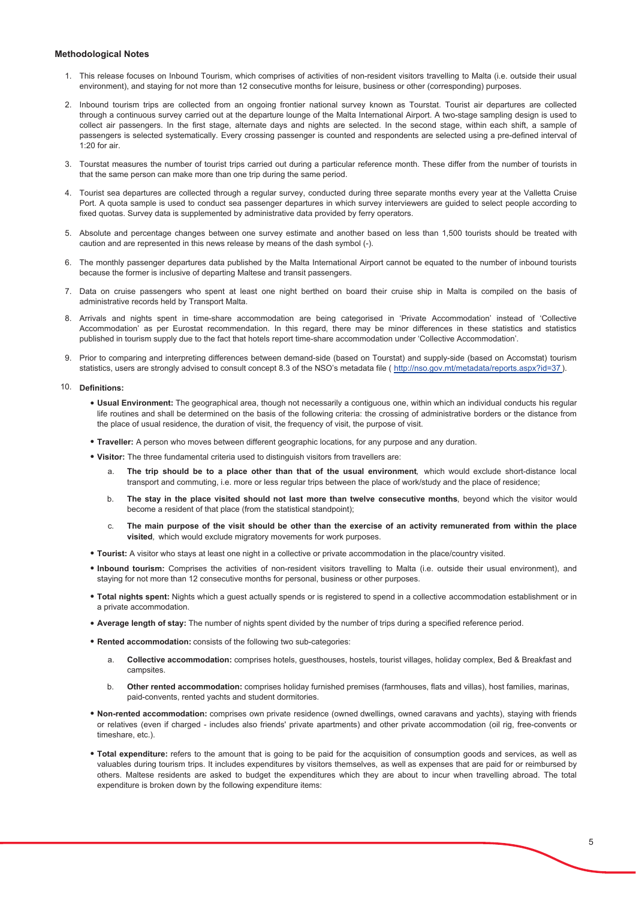**Methodological Notes**

1. This release focuses on Inbound Tourism, which comprises of activities of non-resident visitors travelling to Malta (i.e. outside their usual environment), and staying for not more than 12 consecutive months for leisure, business or other (corresponding) purposes.

2. Inbound tourism trips are collected from an ongoing frontier national survey known as Tourstat. Tourist air departures are collected through a continuous survey carried out at the departure lounge of the Malta International Airport. A two-stage sampling design is used to collect air passengers. In the first stage, alternate days and nights are selected. In the second stage, within each shift, a sample of passengers is selected systematically. Every crossing passenger is counted and respondents are selected using a pre-defined interval of 1:20 for air.

3. Tourstat measures the number of tourist trips carried out during a particular reference month. These differ from the number of tourists in that the same person can make more than one trip during the same period.

4. Tourist sea departures are collected through a regular survey, conducted during three separate months every year at the Valletta Cruise Port. A quota sample is used to conduct sea passenger departures in which survey interviewers are guided to select people according to fixed quotas. Survey data is supplemented by administrative data provided by ferry operators.

5. Absolute and percentage changes between one survey estimate and another based on less than 1,500 tourists should be treated with caution and are represented in this news release by means of the dash symbol (-).

6. The monthly passenger departures data published by the Malta International Airport cannot be equated to the number of inbound tourists because the former is inclusive of departing Maltese and transit passengers.

7. Data on cruise passengers who spent at least one night berthed on board their cruise ship in Malta is compiled on the basis of administrative records held by Transport Malta.

8. Arrivals and nights spent in time-share accommodation are being categorised in 'Private Accommodation' instead of 'Collective Accommodation' as per Eurostat recommendation. In this regard, there may be minor differences in these statistics and statistics published in tourism supply due to the fact that hotels report time-share accommodation under 'Collective Accommodation'.

9. Prior to comparing and interpreting differences between demand-side (based on Tourstat) and supply-side (based on Accomstat) tourism statistics, users are strongly advised to consult concept 8.3 of the NSO's metadata file ( http://nso.gov.mt/metadata/reports.aspx?id=37 ).

10. **Definitions:**

   - **Usual Environment:** The geographical area, though not necessarily a contiguous one, within which an individual conducts his regular life routines and shall be determined on the basis of the following criteria: the crossing of administrative borders or the distance from the place of usual residence, the duration of visit, the frequency of visit, the purpose of visit.
   - **Traveller:** A person who moves between different geographic locations, for any purpose and any duration.
   - **Visitor:** The three fundamental criteria used to distinguish visitors from travellers are:
     a. **The trip should be to a place other than that of the usual environment**, which would exclude short-distance local transport and commuting, i.e. more or less regular trips between the place of work/study and the place of residence;
     b. **The stay in the place visited should not last more than twelve consecutive months**, beyond which the visitor would become a resident of that place (from the statistical standpoint);
     c. **The main purpose of the visit should be other than the exercise of an activity remunerated from within the place visited**, which would exclude migratory movements for work purposes.
   - **Tourist:** A visitor who stays at least one night in a collective or private accommodation in the place/country visited.
   - **Inbound tourism:** Comprises the activities of non-resident visitors travelling to Malta (i.e. outside their usual environment), and staying for not more than 12 consecutive months for personal, business or other purposes.
   - **Total nights spent:** Nights which a guest actually spends or is registered to spend in a collective accommodation establishment or in a private accommodation.
   - **Average length of stay:** The number of nights spent divided by the number of trips during a specified reference period.
   - **Rented accommodation:** consists of the following two sub-categories:
     a. **Collective accommodation:** comprises hotels, guesthouses, hostels, tourist villages, holiday complex, Bed & Breakfast and campsites.
     b. **Other rented accommodation:** comprises holiday furnished premises (farmhouses, flats and villas), host families, marinas, paid-convents, rented yachts and student dormitories.
   - **Non-rented accommodation:** comprises own private residence (owned dwellings, owned caravans and yachts), staying with friends or relatives (even if charged - includes also friends' private apartments) and other private accommodation (oil rig, free-convents or timeshare, etc.).
   - **Total expenditure:** refers to the amount that is going to be paid for the acquisition of consumption goods and services, as well as valuables during tourism trips. It includes expenditures by visitors themselves, as well as expenses that are paid for or reimbursed by others. Maltese residents are asked to budget the expenditures which they are about to incur when travelling abroad. The total expenditure is broken down by the following expenditure items: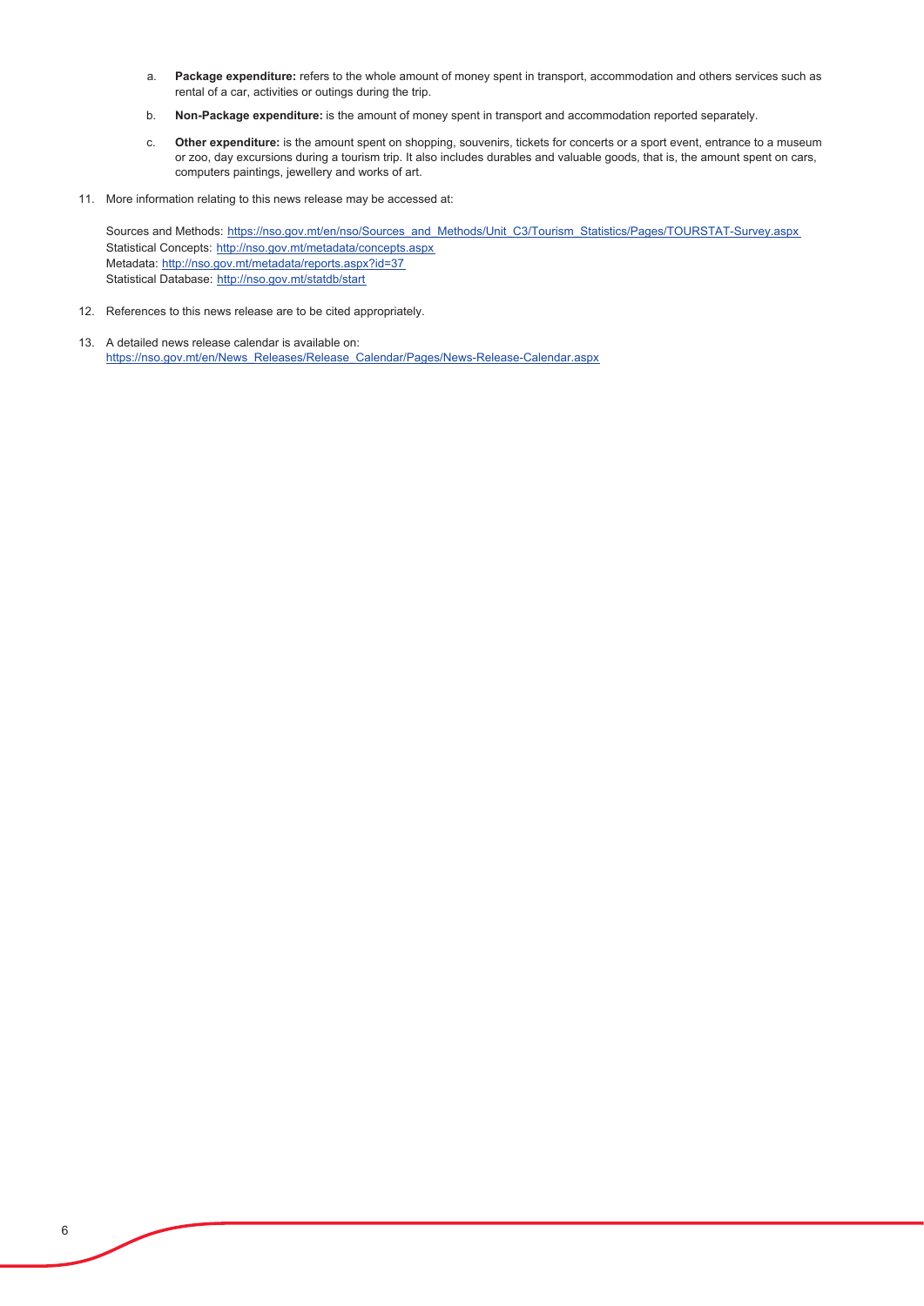a. **Package expenditure:** refers to the whole amount of money spent in transport, accommodation and others services such as rental of a car, activities or outings during the trip.

   b. **Non-Package expenditure:** is the amount of money spent in transport and accommodation reported separately.

   c. **Other expenditure:** is the amount spent on shopping, souvenirs, tickets for concerts or a sport event, entrance to a museum or zoo, day excursions during a tourism trip. It also includes durables and valuable goods, that is, the amount spent on cars, computers paintings, jewellery and works of art.

11. More information relating to this news release may be accessed at:

    Sources and Methods: https://nso.gov.mt/en/nso/Sources_and_Methods/Unit_C3/Tourism_Statistics/Pages/TOURSTAT-Survey.aspx
    Statistical Concepts: http://nso.gov.mt/metadata/concepts.aspx
    Metadata: http://nso.gov.mt/metadata/reports.aspx?id=37
    Statistical Database: http://nso.gov.mt/statdb/start

12. References to this news release are to be cited appropriately.

13. A detailed news release calendar is available on:
    https://nso.gov.mt/en/News_Releases/Release_Calendar/Pages/News-Release-Calendar.aspx